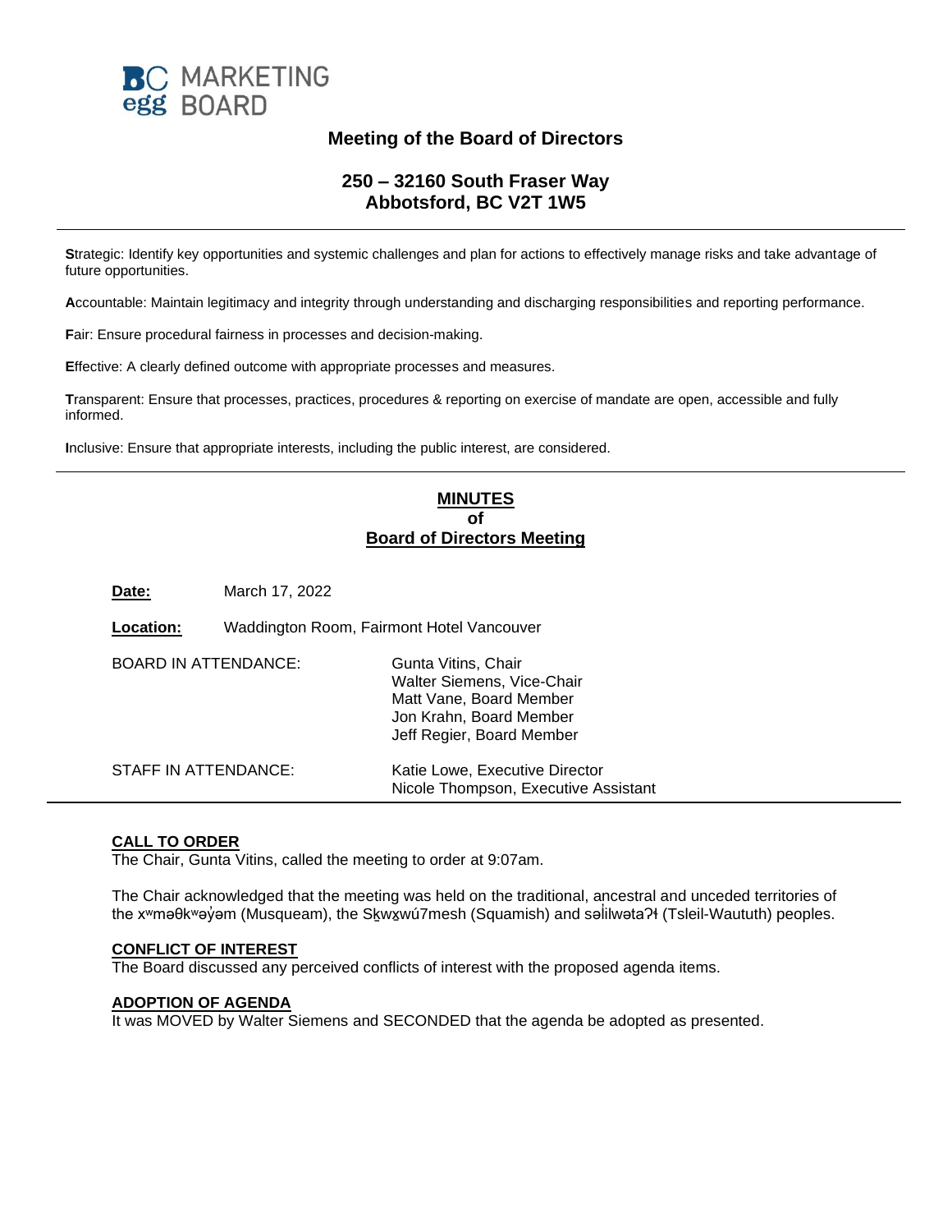BC MARKETING egg BOARD

# Meeting of the Board of Directors

## 250 – 32160 South Fraser Way
## Abbotsford, BC V2T 1W5

---

**S**trategic: Identify key opportunities and systemic challenges and plan for actions to effectively manage risks and take advantage of future opportunities.

**A**ccountable: Maintain legitimacy and integrity through understanding and discharging responsibilities and reporting performance.

**F**air: Ensure procedural fairness in processes and decision-making.

**E**ffective: A clearly defined outcome with appropriate processes and measures.

**T**ransparent: Ensure that processes, practices, procedures & reporting on exercise of mandate are open, accessible and fully informed.

**I**nclusive: Ensure that appropriate interests, including the public interest, are considered.

---

## MINUTES
## of
## Board of Directors Meeting

**Date:** March 17, 2022

**Location:** Waddington Room, Fairmont Hotel Vancouver

BOARD IN ATTENDANCE:
- Gunta Vitins, Chair
- Walter Siemens, Vice-Chair
- Matt Vane, Board Member
- Jon Krahn, Board Member
- Jeff Regier, Board Member

STAFF IN ATTENDANCE:
- Katie Lowe, Executive Director
- Nicole Thompson, Executive Assistant

---

**CALL TO ORDER**

The Chair, Gunta Vitins, called the meeting to order at 9:07am.

The Chair acknowledged that the meeting was held on the traditional, ancestral and unceded territories of the xʷməθkʷəy̓əm (Musqueam), the Sḵwx̱wú7mesh (Squamish) and səl̓ilwətaʔɬ (Tsleil-Waututh) peoples.

**CONFLICT OF INTEREST**

The Board discussed any perceived conflicts of interest with the proposed agenda items.

**ADOPTION OF AGENDA**

It was MOVED by Walter Siemens and SECONDED that the agenda be adopted as presented.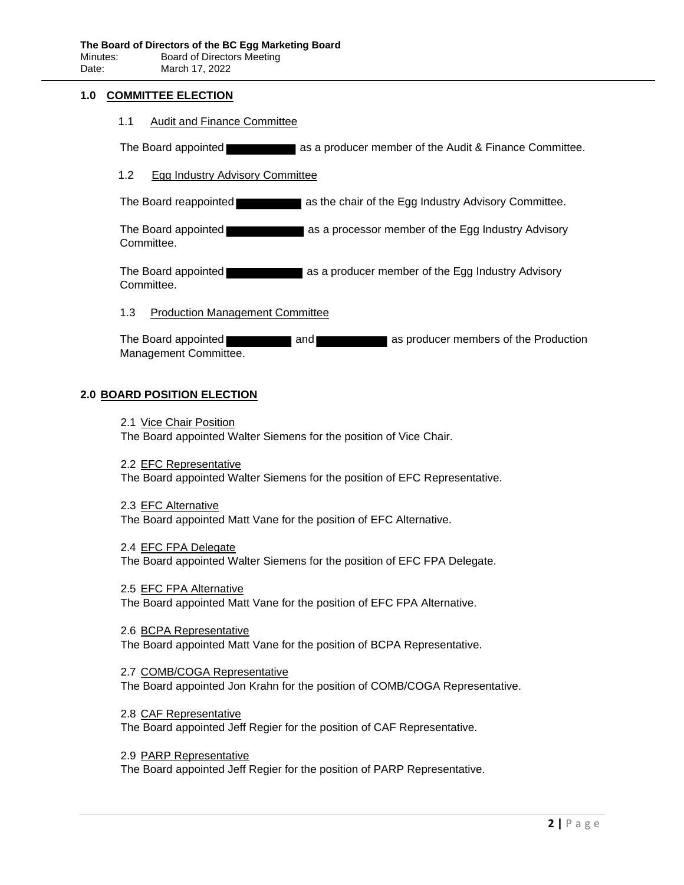## 1.0 COMMITTEE ELECTION

### 1.1 Audit and Finance Committee

The Board appointed ██████████ as a producer member of the Audit & Finance Committee.

### 1.2 Egg Industry Advisory Committee

The Board reappointed ██████████ as the chair of the Egg Industry Advisory Committee.

The Board appointed ██████████ as a processor member of the Egg Industry Advisory Committee.

The Board appointed ██████████ as a producer member of the Egg Industry Advisory Committee.

### 1.3 Production Management Committee

The Board appointed ██████████ and ██████████ as producer members of the Production Management Committee.

## 2.0 BOARD POSITION ELECTION

### 2.1 Vice Chair Position

The Board appointed Walter Siemens for the position of Vice Chair.

### 2.2 EFC Representative

The Board appointed Walter Siemens for the position of EFC Representative.

### 2.3 EFC Alternative

The Board appointed Matt Vane for the position of EFC Alternative.

### 2.4 EFC FPA Delegate

The Board appointed Walter Siemens for the position of EFC FPA Delegate.

### 2.5 EFC FPA Alternative

The Board appointed Matt Vane for the position of EFC FPA Alternative.

### 2.6 BCPA Representative

The Board appointed Matt Vane for the position of BCPA Representative.

### 2.7 COMB/COGA Representative

The Board appointed Jon Krahn for the position of COMB/COGA Representative.

### 2.8 CAF Representative

The Board appointed Jeff Regier for the position of CAF Representative.

### 2.9 PARP Representative

The Board appointed Jeff Regier for the position of PARP Representative.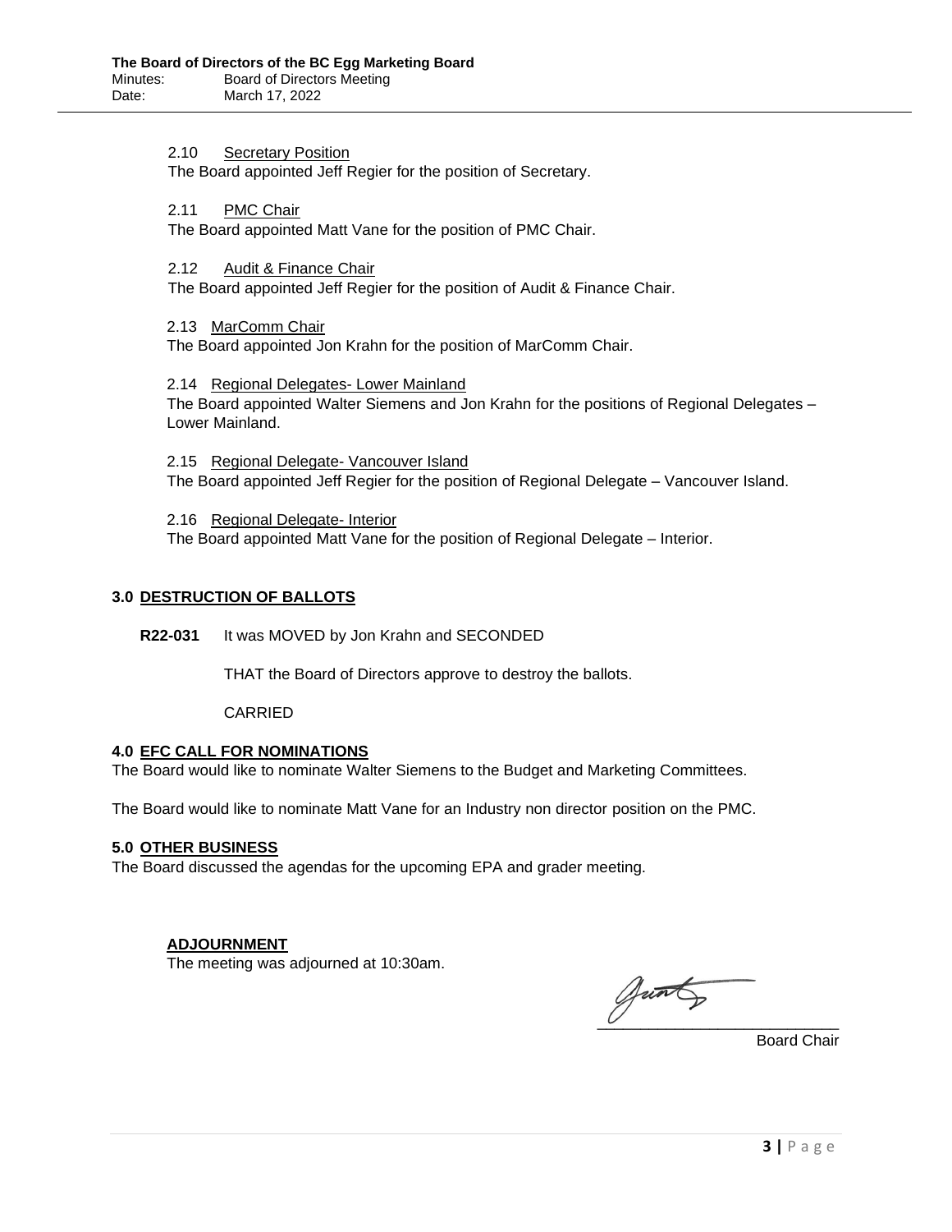2.10 Secretary Position

The Board appointed Jeff Regier for the position of Secretary.

2.11 PMC Chair

The Board appointed Matt Vane for the position of PMC Chair.

2.12 Audit & Finance Chair

The Board appointed Jeff Regier for the position of Audit & Finance Chair.

2.13 MarComm Chair

The Board appointed Jon Krahn for the position of MarComm Chair.

2.14 Regional Delegates- Lower Mainland

The Board appointed Walter Siemens and Jon Krahn for the positions of Regional Delegates – Lower Mainland.

2.15 Regional Delegate- Vancouver Island

The Board appointed Jeff Regier for the position of Regional Delegate – Vancouver Island.

2.16 Regional Delegate- Interior

The Board appointed Matt Vane for the position of Regional Delegate – Interior.

## 3.0 DESTRUCTION OF BALLOTS

**R22-031** It was MOVED by Jon Krahn and SECONDED

THAT the Board of Directors approve to destroy the ballots.

CARRIED

## 4.0 EFC CALL FOR NOMINATIONS

The Board would like to nominate Walter Siemens to the Budget and Marketing Committees.

The Board would like to nominate Matt Vane for an Industry non director position on the PMC.

## 5.0 OTHER BUSINESS

The Board discussed the agendas for the upcoming EPA and grader meeting.

**ADJOURNMENT**

The meeting was adjourned at 10:30am.

\_\_\_\_\_\_\_\_\_\_\_\_\_\_\_\_\_\_\_\_\_\_\_\_\_\_\_

Board Chair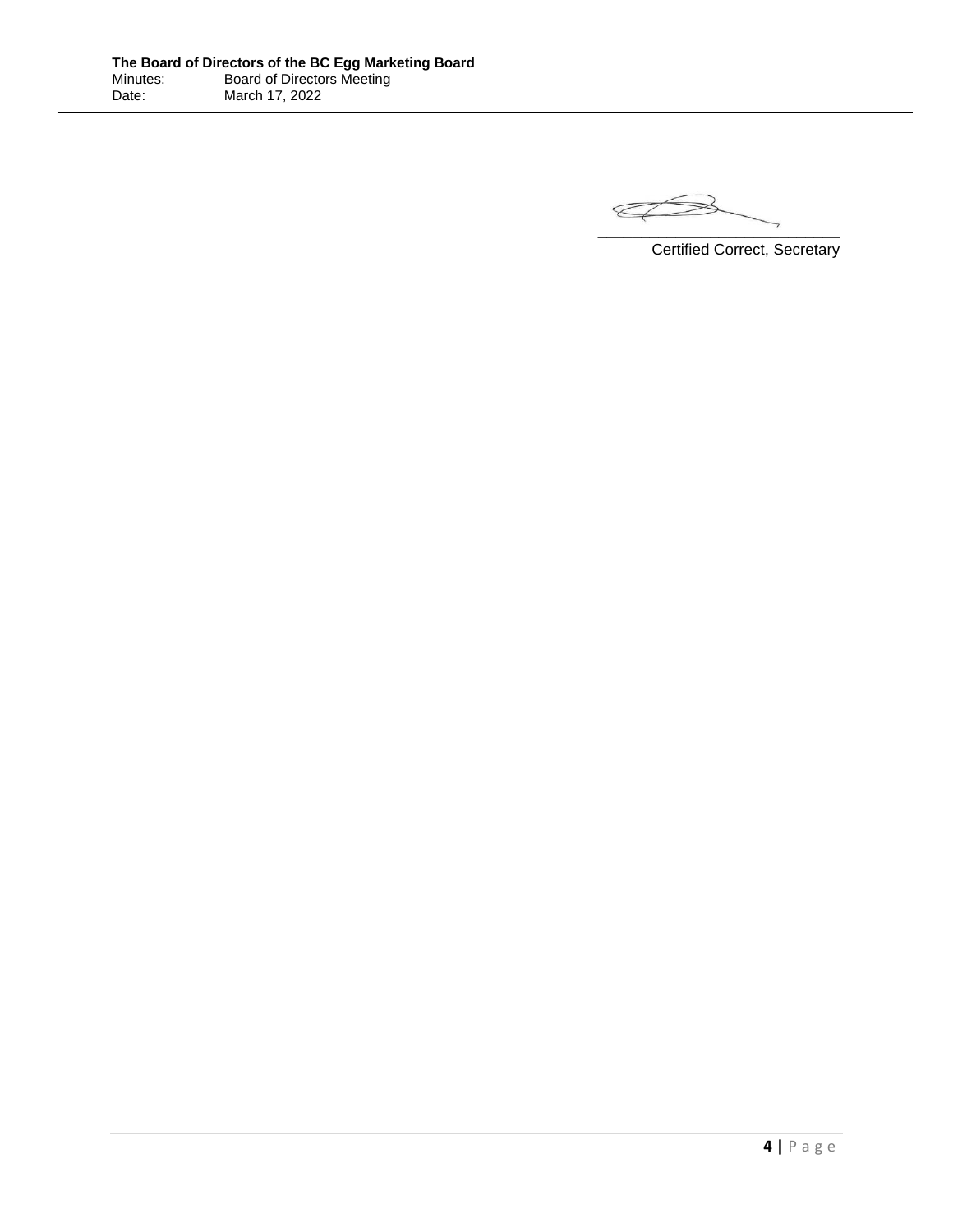\_\_\_\_\_\_\_\_\_\_\_\_\_\_\_\_\_\_\_\_\_\_\_\_\_\_\_\_

Certified Correct, Secretary